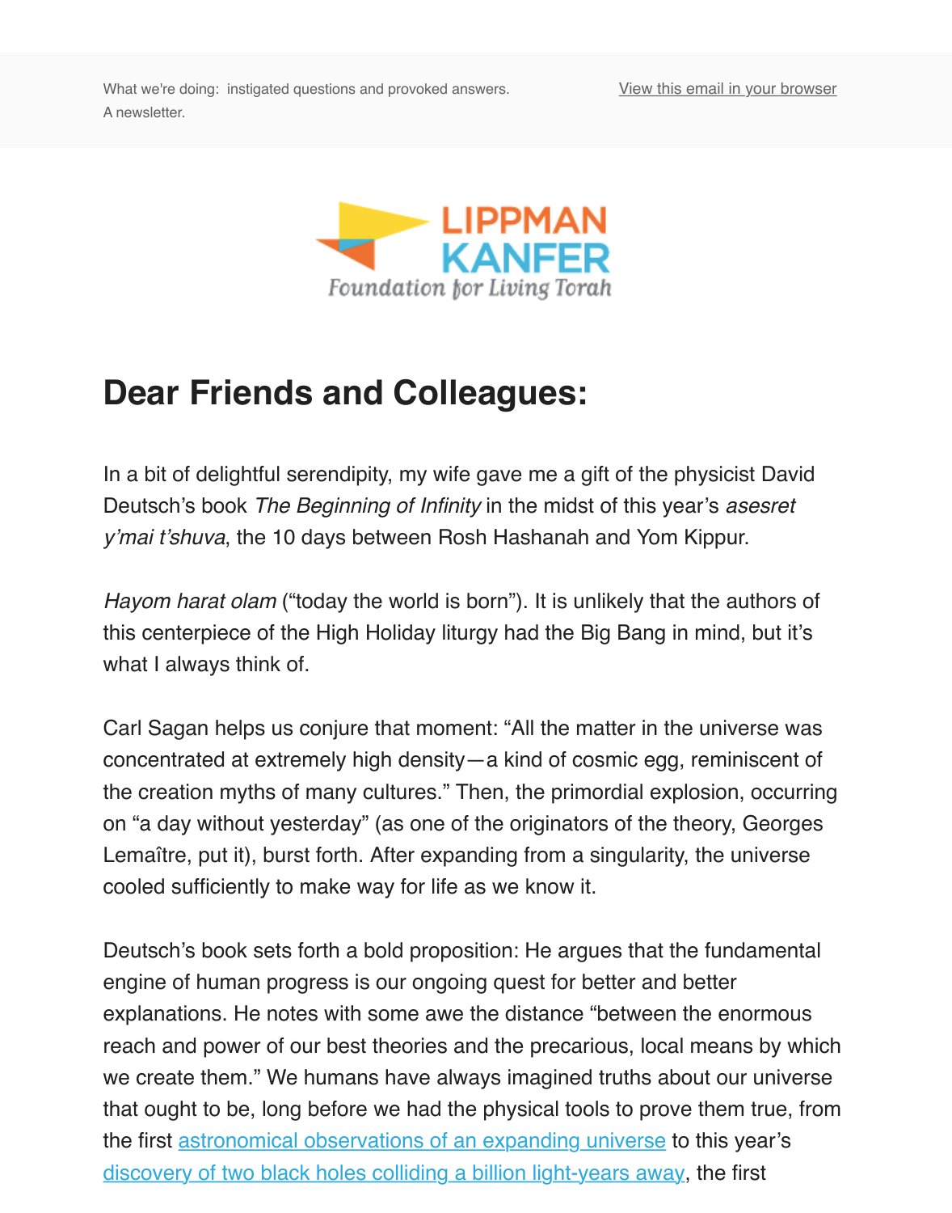What we're doing: instigated questions and provoked answers. A newsletter.

View this email in your browser

LIPPMAN KANFER Foundation for Living Torah

# Dear Friends and Colleagues:

In a bit of delightful serendipity, my wife gave me a gift of the physicist David Deutsch's book *The Beginning of Infinity* in the midst of this year's *asesret y'mai t'shuva*, the 10 days between Rosh Hashanah and Yom Kippur.

*Hayom harat olam* ("today the world is born"). It is unlikely that the authors of this centerpiece of the High Holiday liturgy had the Big Bang in mind, but it's what I always think of.

Carl Sagan helps us conjure that moment: "All the matter in the universe was concentrated at extremely high density—a kind of cosmic egg, reminiscent of the creation myths of many cultures." Then, the primordial explosion, occurring on "a day without yesterday" (as one of the originators of the theory, Georges Lemaître, put it), burst forth. After expanding from a singularity, the universe cooled sufficiently to make way for life as we know it.

Deutsch's book sets forth a bold proposition: He argues that the fundamental engine of human progress is our ongoing quest for better and better explanations. He notes with some awe the distance "between the enormous reach and power of our best theories and the precarious, local means by which we create them." We humans have always imagined truths about our universe that ought to be, long before we had the physical tools to prove them true, from the first astronomical observations of an expanding universe to this year's discovery of two black holes colliding a billion light-years away, the first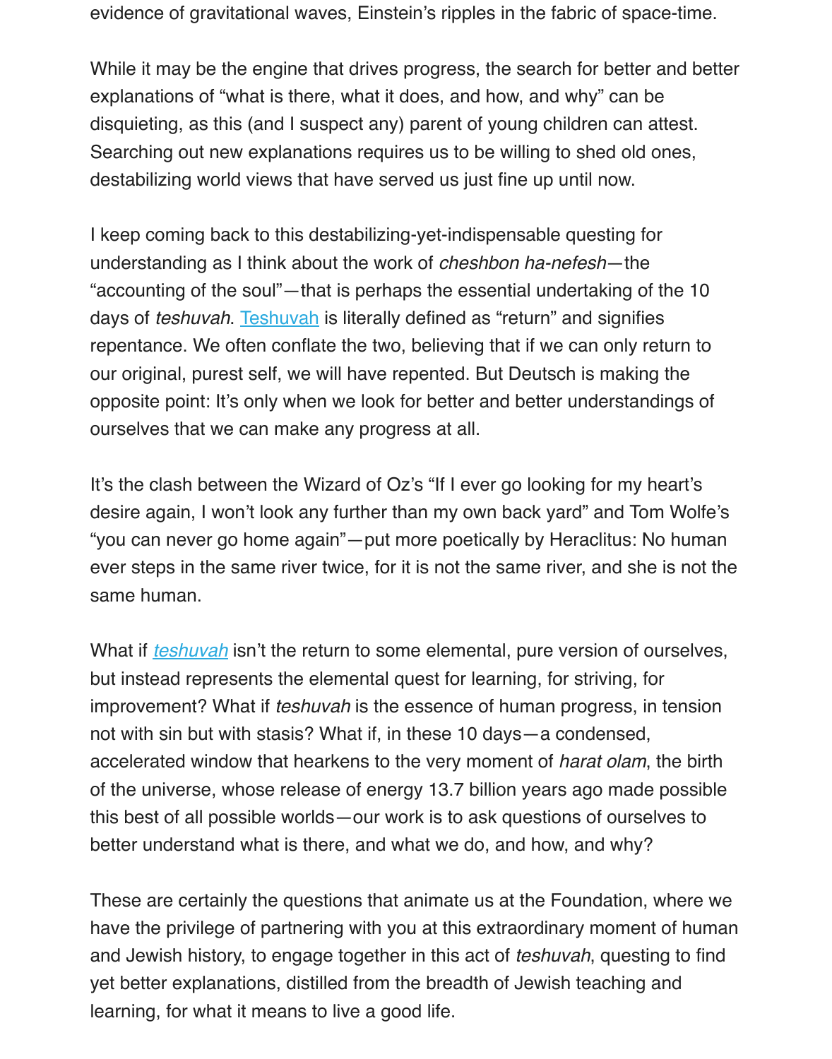evidence of gravitational waves, Einstein's ripples in the fabric of space-time.

While it may be the engine that drives progress, the search for better and better explanations of "what is there, what it does, and how, and why" can be disquieting, as this (and I suspect any) parent of young children can attest. Searching out new explanations requires us to be willing to shed old ones, destabilizing world views that have served us just fine up until now.

I keep coming back to this destabilizing-yet-indispensable questing for understanding as I think about the work of *cheshbon ha-nefesh*—the "accounting of the soul"—that is perhaps the essential undertaking of the 10 days of *teshuvah*. Teshuvah is literally defined as "return" and signifies repentance. We often conflate the two, believing that if we can only return to our original, purest self, we will have repented. But Deutsch is making the opposite point: It's only when we look for better and better understandings of ourselves that we can make any progress at all.

It's the clash between the Wizard of Oz's "If I ever go looking for my heart's desire again, I won't look any further than my own back yard" and Tom Wolfe's "you can never go home again"—put more poetically by Heraclitus: No human ever steps in the same river twice, for it is not the same river, and she is not the same human.

What if *teshuvah* isn't the return to some elemental, pure version of ourselves, but instead represents the elemental quest for learning, for striving, for improvement? What if *teshuvah* is the essence of human progress, in tension not with sin but with stasis? What if, in these 10 days—a condensed, accelerated window that hearkens to the very moment of *harat olam*, the birth of the universe, whose release of energy 13.7 billion years ago made possible this best of all possible worlds—our work is to ask questions of ourselves to better understand what is there, and what we do, and how, and why?

These are certainly the questions that animate us at the Foundation, where we have the privilege of partnering with you at this extraordinary moment of human and Jewish history, to engage together in this act of *teshuvah*, questing to find yet better explanations, distilled from the breadth of Jewish teaching and learning, for what it means to live a good life.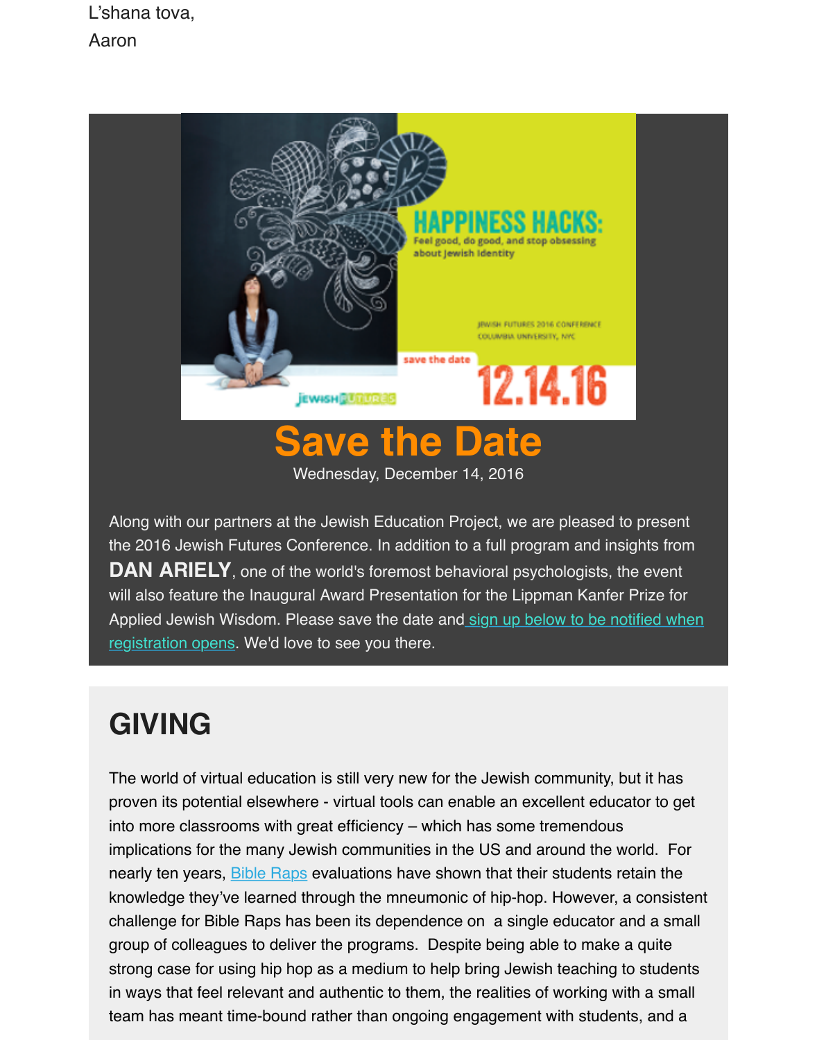L'shana tova,

Aaron

# Save the Date

Wednesday, December 14, 2016

Along with our partners at the Jewish Education Project, we are pleased to present the 2016 Jewish Futures Conference. In addition to a full program and insights from **DAN ARIELY**, one of the world's foremost behavioral psychologists, the event will also feature the Inaugural Award Presentation for the Lippman Kanfer Prize for Applied Jewish Wisdom. Please save the date and sign up below to be notified when registration opens. We'd love to see you there.

## GIVING

The world of virtual education is still very new for the Jewish community, but it has proven its potential elsewhere - virtual tools can enable an excellent educator to get into more classrooms with great efficiency – which has some tremendous implications for the many Jewish communities in the US and around the world. For nearly ten years, Bible Raps evaluations have shown that their students retain the knowledge they've learned through the mneumonic of hip-hop. However, a consistent challenge for Bible Raps has been its dependence on a single educator and a small group of colleagues to deliver the programs. Despite being able to make a quite strong case for using hip hop as a medium to help bring Jewish teaching to students in ways that feel relevant and authentic to them, the realities of working with a small team has meant time-bound rather than ongoing engagement with students, and a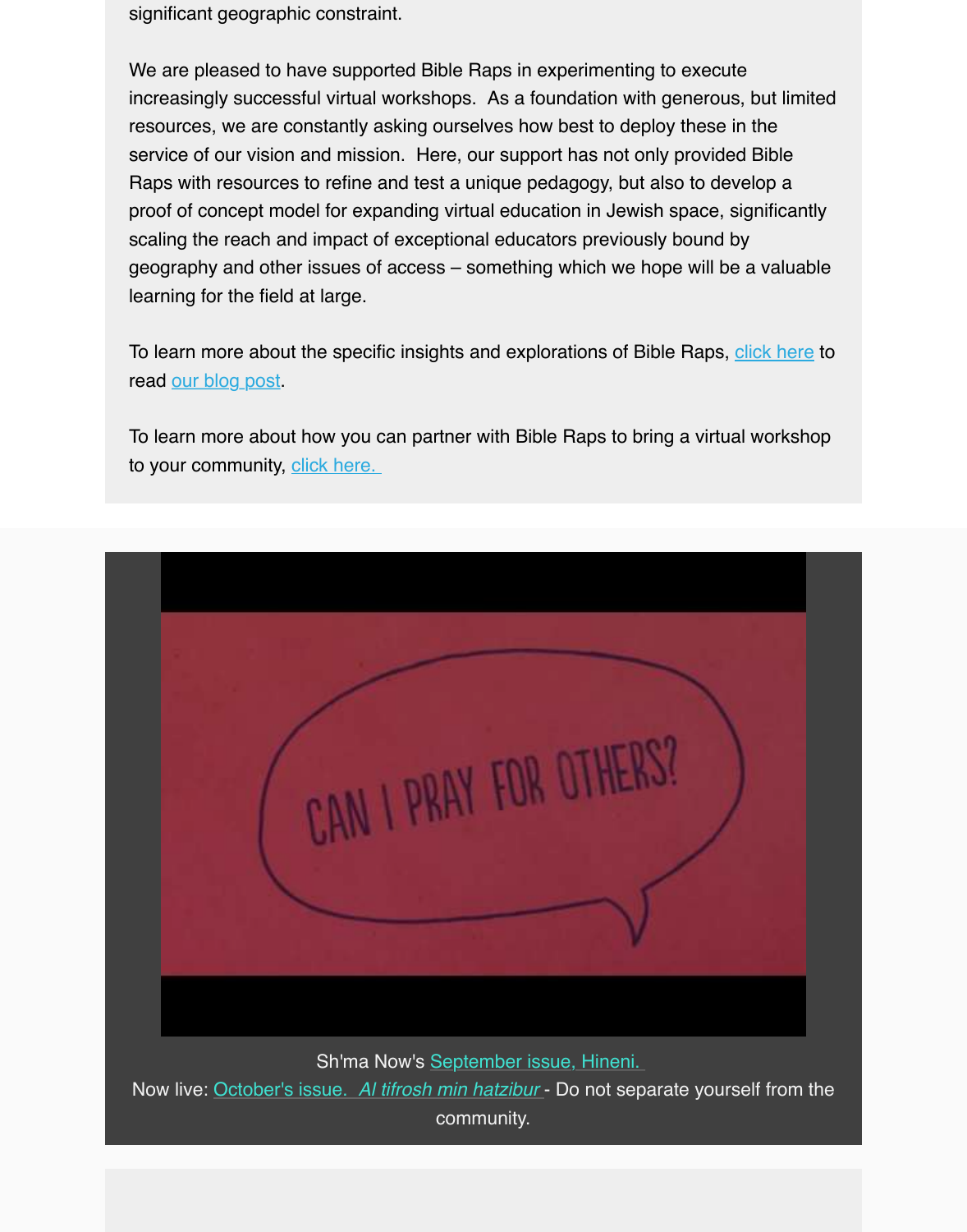significant geographic constraint.

We are pleased to have supported Bible Raps in experimenting to execute increasingly successful virtual workshops. As a foundation with generous, but limited resources, we are constantly asking ourselves how best to deploy these in the service of our vision and mission. Here, our support has not only provided Bible Raps with resources to refine and test a unique pedagogy, but also to develop a proof of concept model for expanding virtual education in Jewish space, significantly scaling the reach and impact of exceptional educators previously bound by geography and other issues of access – something which we hope will be a valuable learning for the field at large.

To learn more about the specific insights and explorations of Bible Raps, click here to read our blog post.

To learn more about how you can partner with Bible Raps to bring a virtual workshop to your community, click here.

CAN I PRAY FOR OTHERS?

Sh'ma Now's September issue, Hineni.
Now live: October's issue. *Al tifrosh min hatzibur* - Do not separate yourself from the community.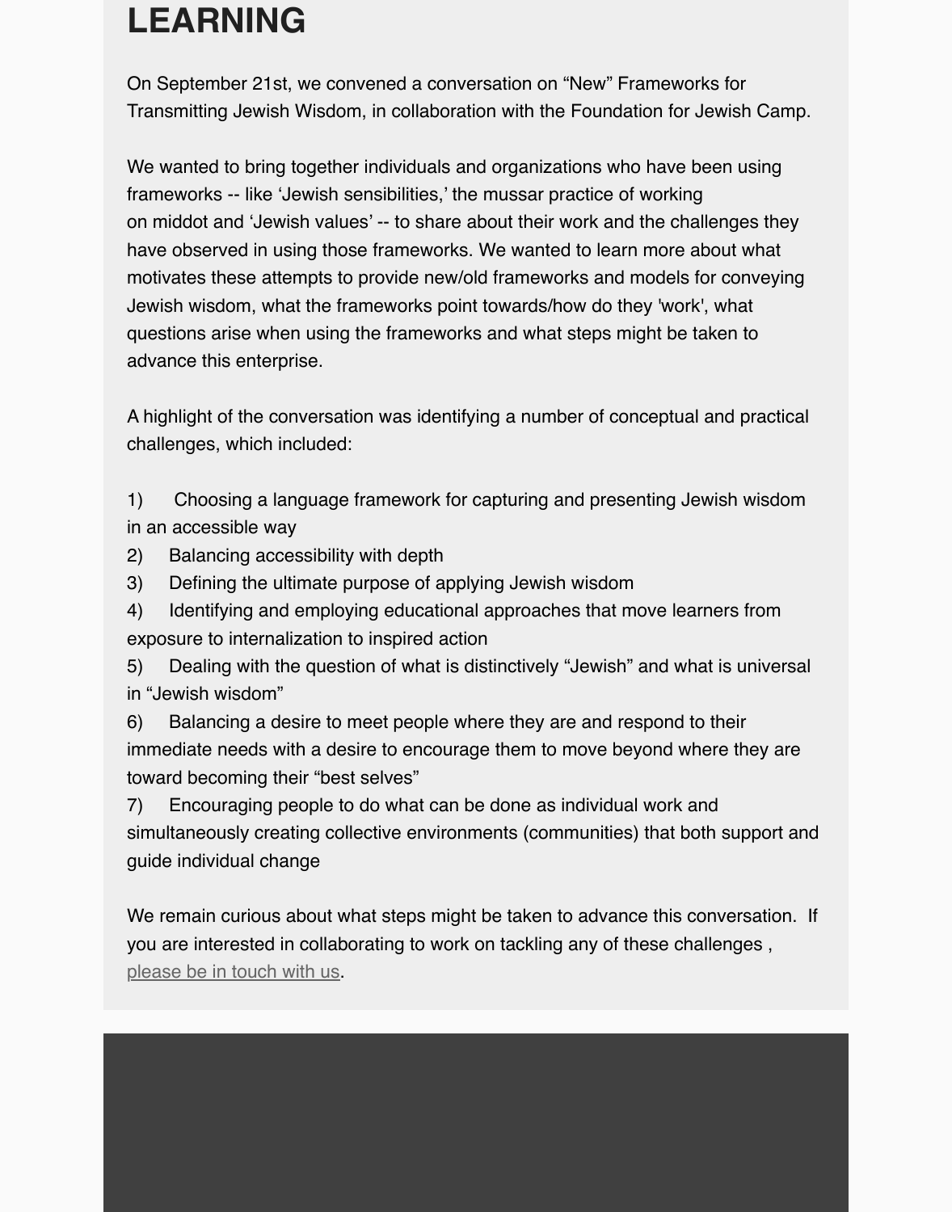# LEARNING

On September 21st, we convened a conversation on “New” Frameworks for Transmitting Jewish Wisdom, in collaboration with the Foundation for Jewish Camp.

We wanted to bring together individuals and organizations who have been using frameworks -- like ‘Jewish sensibilities,’ the mussar practice of working on middot and ‘Jewish values’ -- to share about their work and the challenges they have observed in using those frameworks. We wanted to learn more about what motivates these attempts to provide new/old frameworks and models for conveying Jewish wisdom, what the frameworks point towards/how do they 'work', what questions arise when using the frameworks and what steps might be taken to advance this enterprise.

A highlight of the conversation was identifying a number of conceptual and practical challenges, which included:

1) Choosing a language framework for capturing and presenting Jewish wisdom in an accessible way
2) Balancing accessibility with depth
3) Defining the ultimate purpose of applying Jewish wisdom
4) Identifying and employing educational approaches that move learners from exposure to internalization to inspired action
5) Dealing with the question of what is distinctively “Jewish” and what is universal in “Jewish wisdom”
6) Balancing a desire to meet people where they are and respond to their immediate needs with a desire to encourage them to move beyond where they are toward becoming their “best selves”
7) Encouraging people to do what can be done as individual work and simultaneously creating collective environments (communities) that both support and guide individual change

We remain curious about what steps might be taken to advance this conversation. If you are interested in collaborating to work on tackling any of these challenges , please be in touch with us.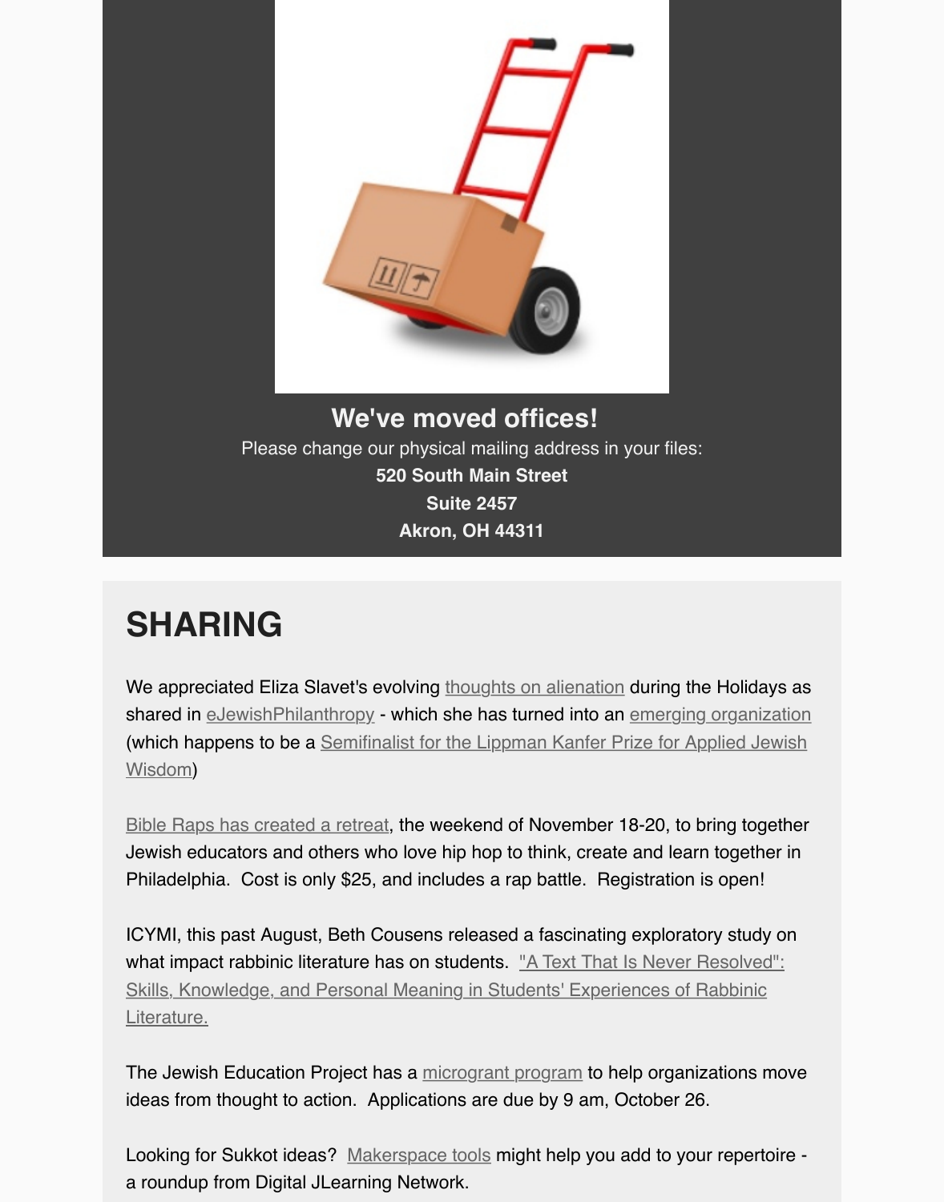## We've moved offices!

Please change our physical mailing address in your files:

**520 South Main Street**
**Suite 2457**
**Akron, OH 44311**

# SHARING

We appreciated Eliza Slavet's evolving thoughts on alienation during the Holidays as shared in eJewishPhilanthropy - which she has turned into an emerging organization (which happens to be a Semifinalist for the Lippman Kanfer Prize for Applied Jewish Wisdom)

Bible Raps has created a retreat, the weekend of November 18-20, to bring together Jewish educators and others who love hip hop to think, create and learn together in Philadelphia. Cost is only $25, and includes a rap battle. Registration is open!

ICYMI, this past August, Beth Cousens released a fascinating exploratory study on what impact rabbinic literature has on students. "A Text That Is Never Resolved": Skills, Knowledge, and Personal Meaning in Students' Experiences of Rabbinic Literature.

The Jewish Education Project has a microgrant program to help organizations move ideas from thought to action. Applications are due by 9 am, October 26.

Looking for Sukkot ideas? Makerspace tools might help you add to your repertoire - a roundup from Digital JLearning Network.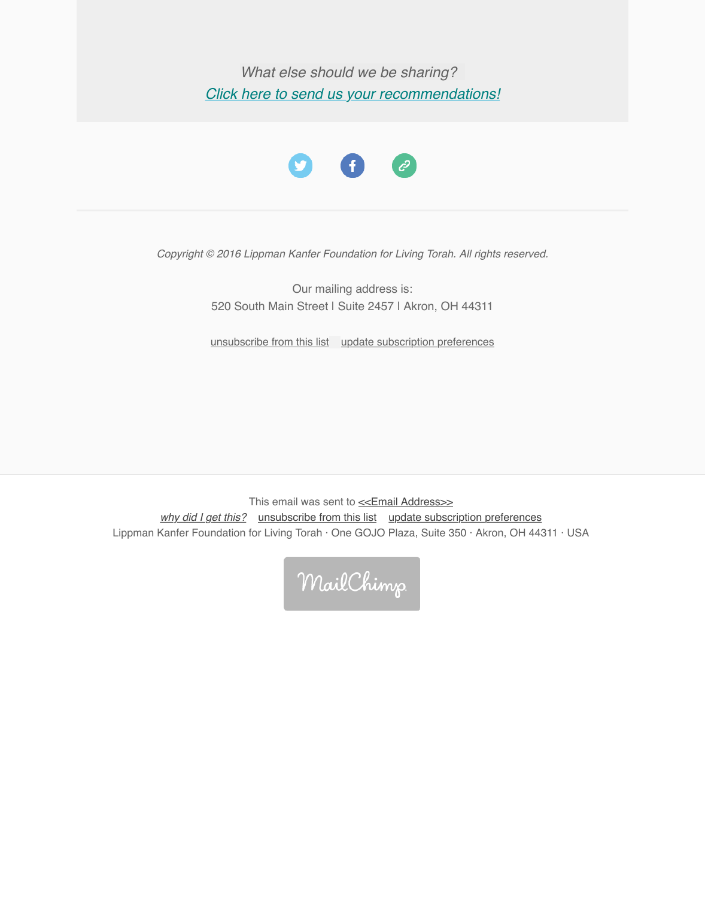*What else should we be sharing?*

*Click here to send us your recommendations!*

*Copyright © 2016 Lippman Kanfer Foundation for Living Torah. All rights reserved.*

Our mailing address is:
520 South Main Street | Suite 2457 | Akron, OH 44311

unsubscribe from this list update subscription preferences

This email was sent to <<Email Address>>

*why did I get this?* unsubscribe from this list update subscription preferences

Lippman Kanfer Foundation for Living Torah · One GOJO Plaza, Suite 350 · Akron, OH 44311 · USA

MailChimp